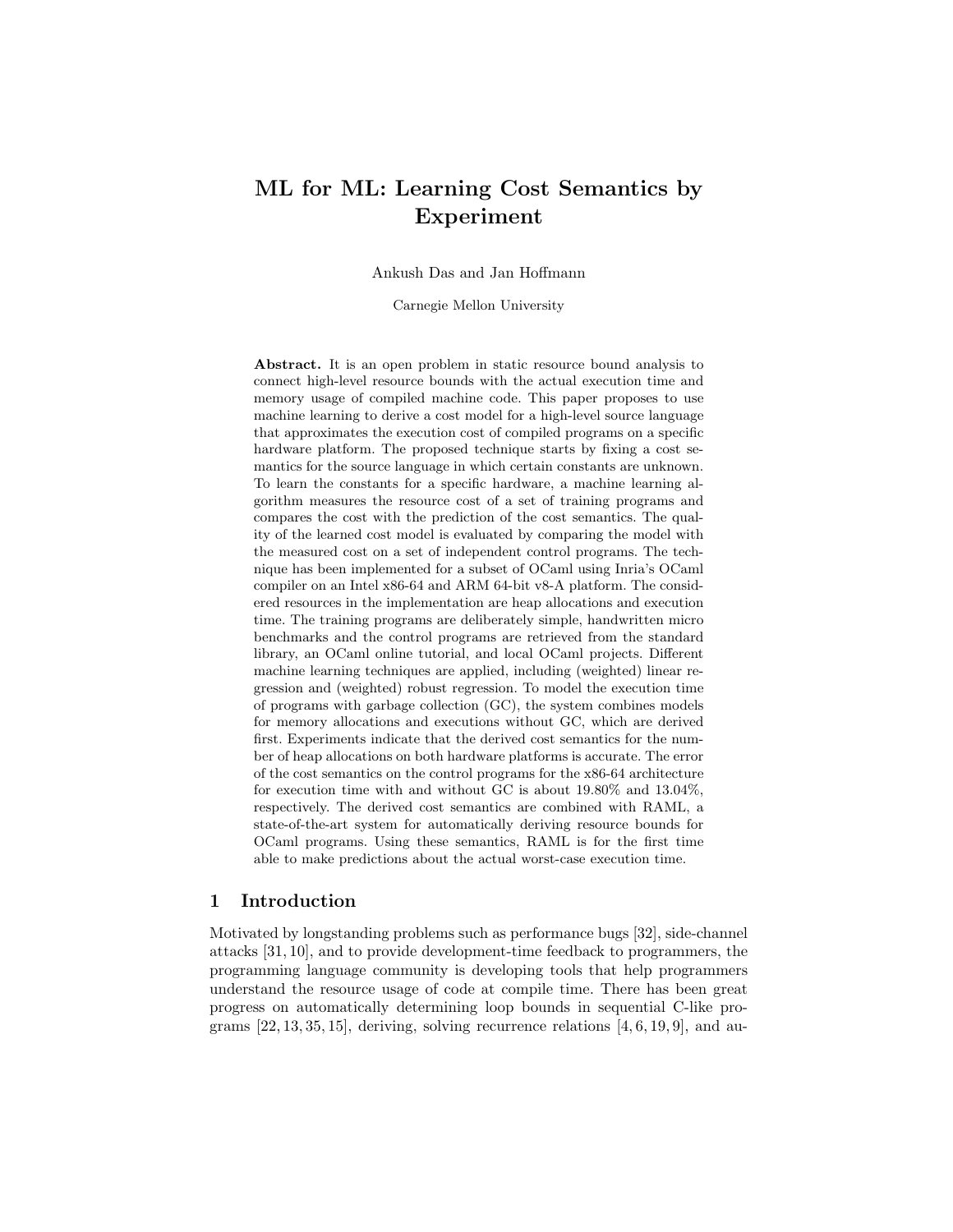# ML for ML: Learning Cost Semantics by Experiment

Ankush Das and Jan Hoffmann

Carnegie Mellon University

**Abstract.** It is an open problem in static resource bound analysis to connect high-level resource bounds with the actual execution time and memory usage of compiled machine code. This paper proposes to use machine learning to derive a cost model for a high-level source language that approximates the execution cost of compiled programs on a specific hardware platform. The proposed technique starts by fixing a cost semantics for the source language in which certain constants are unknown. To learn the constants for a specific hardware, a machine learning algorithm measures the resource cost of a set of training programs and compares the cost with the prediction of the cost semantics. The quality of the learned cost model is evaluated by comparing the model with the measured cost on a set of independent control programs. The technique has been implemented for a subset of OCaml using Inria's OCaml compiler on an Intel x86-64 and ARM 64-bit v8-A platform. The considered resources in the implementation are heap allocations and execution time. The training programs are deliberately simple, handwritten micro benchmarks and the control programs are retrieved from the standard library, an OCaml online tutorial, and local OCaml projects. Different machine learning techniques are applied, including (weighted) linear regression and (weighted) robust regression. To model the execution time of programs with garbage collection (GC), the system combines models for memory allocations and executions without GC, which are derived first. Experiments indicate that the derived cost semantics for the number of heap allocations on both hardware platforms is accurate. The error of the cost semantics on the control programs for the x86-64 architecture for execution time with and without GC is about 19.80% and 13.04%, respectively. The derived cost semantics are combined with RAML, a state-of-the-art system for automatically deriving resource bounds for OCaml programs. Using these semantics, RAML is for the first time able to make predictions about the actual worst-case execution time.

## 1 Introduction

Motivated by longstanding problems such as performance bugs [32], side-channel attacks [31, 10], and to provide development-time feedback to programmers, the programming language community is developing tools that help programmers understand the resource usage of code at compile time. There has been great progress on automatically determining loop bounds in sequential C-like programs [22, 13, 35, 15], deriving, solving recurrence relations [4, 6, 19, 9], and au-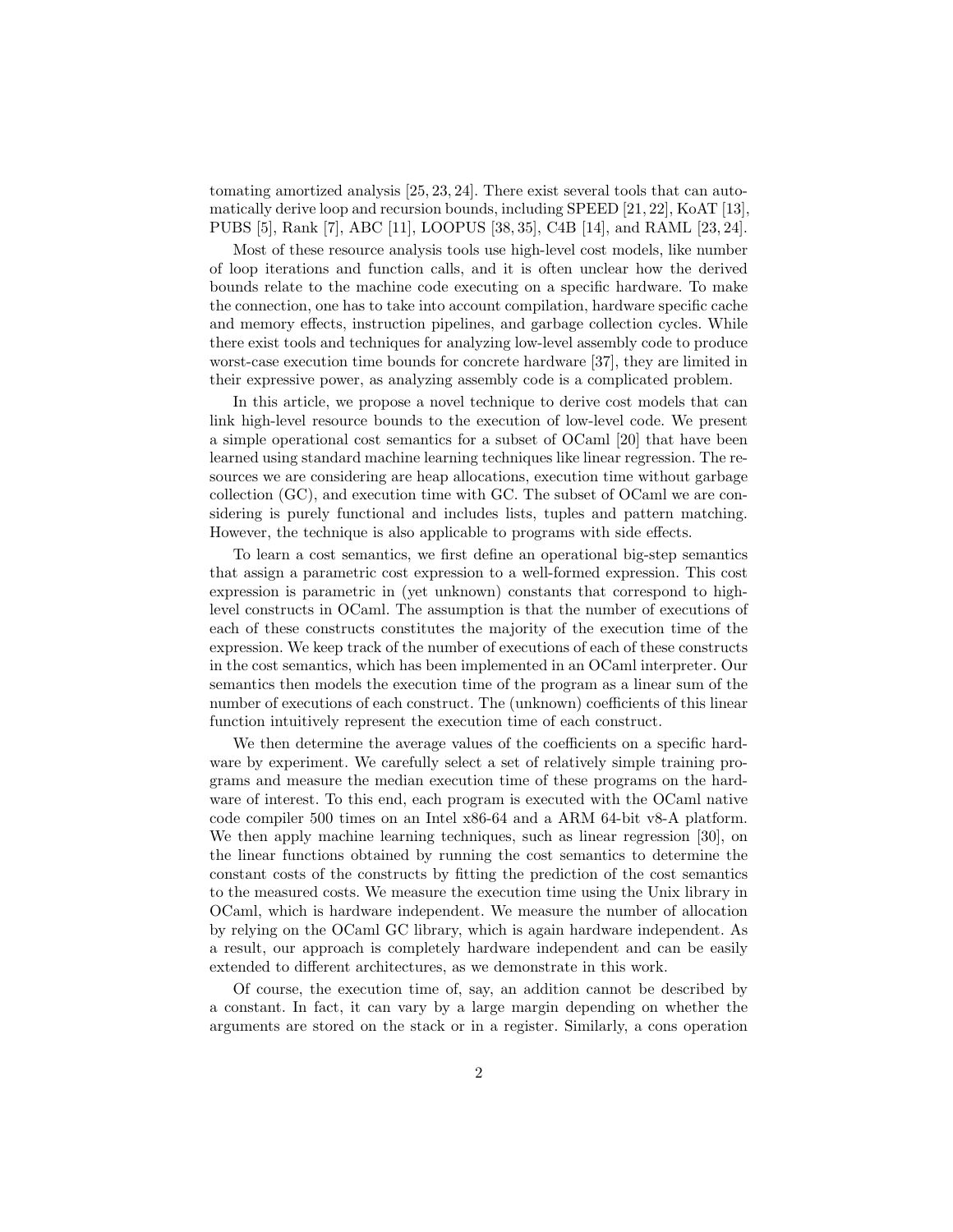tomating amortized analysis [25, 23, 24]. There exist several tools that can automatically derive loop and recursion bounds, including SPEED [21, 22], KoAT [13], PUBS [5], Rank [7], ABC [11], LOOPUS [38, 35], C4B [14], and RAML [23, 24].

Most of these resource analysis tools use high-level cost models, like number of loop iterations and function calls, and it is often unclear how the derived bounds relate to the machine code executing on a specific hardware. To make the connection, one has to take into account compilation, hardware specific cache and memory effects, instruction pipelines, and garbage collection cycles. While there exist tools and techniques for analyzing low-level assembly code to produce worst-case execution time bounds for concrete hardware [37], they are limited in their expressive power, as analyzing assembly code is a complicated problem.

In this article, we propose a novel technique to derive cost models that can link high-level resource bounds to the execution of low-level code. We present a simple operational cost semantics for a subset of OCaml [20] that have been learned using standard machine learning techniques like linear regression. The resources we are considering are heap allocations, execution time without garbage collection (GC), and execution time with GC. The subset of OCaml we are considering is purely functional and includes lists, tuples and pattern matching. However, the technique is also applicable to programs with side effects.

To learn a cost semantics, we first define an operational big-step semantics that assign a parametric cost expression to a well-formed expression. This cost expression is parametric in (yet unknown) constants that correspond to high-level constructs in OCaml. The assumption is that the number of executions of each of these constructs constitutes the majority of the execution time of the expression. We keep track of the number of executions of each of these constructs in the cost semantics, which has been implemented in an OCaml interpreter. Our semantics then models the execution time of the program as a linear sum of the number of executions of each construct. The (unknown) coefficients of this linear function intuitively represent the execution time of each construct.

We then determine the average values of the coefficients on a specific hardware by experiment. We carefully select a set of relatively simple training programs and measure the median execution time of these programs on the hardware of interest. To this end, each program is executed with the OCaml native code compiler 500 times on an Intel x86-64 and a ARM 64-bit v8-A platform. We then apply machine learning techniques, such as linear regression [30], on the linear functions obtained by running the cost semantics to determine the constant costs of the constructs by fitting the prediction of the cost semantics to the measured costs. We measure the execution time using the Unix library in OCaml, which is hardware independent. We measure the number of allocation by relying on the OCaml GC library, which is again hardware independent. As a result, our approach is completely hardware independent and can be easily extended to different architectures, as we demonstrate in this work.

Of course, the execution time of, say, an addition cannot be described by a constant. In fact, it can vary by a large margin depending on whether the arguments are stored on the stack or in a register. Similarly, a cons operation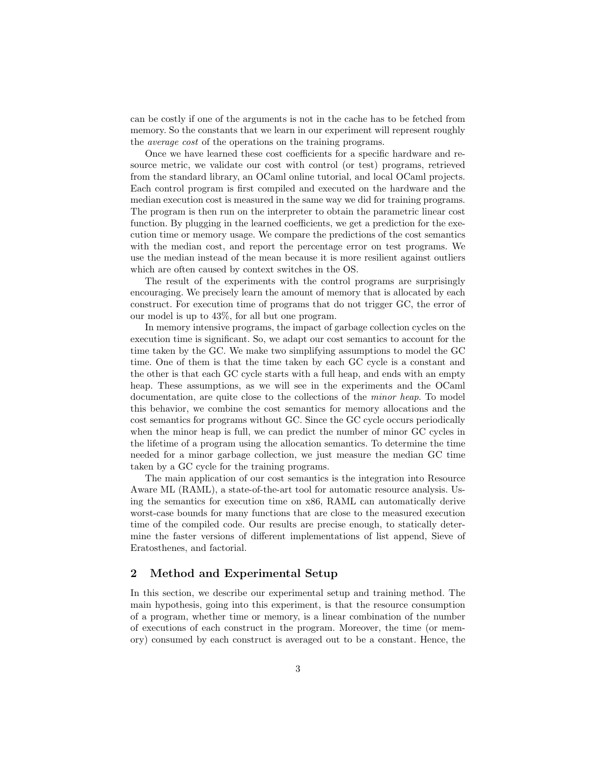can be costly if one of the arguments is not in the cache has to be fetched from memory. So the constants that we learn in our experiment will represent roughly the *average cost* of the operations on the training programs.

Once we have learned these cost coefficients for a specific hardware and resource metric, we validate our cost with control (or test) programs, retrieved from the standard library, an OCaml online tutorial, and local OCaml projects. Each control program is first compiled and executed on the hardware and the median execution cost is measured in the same way we did for training programs. The program is then run on the interpreter to obtain the parametric linear cost function. By plugging in the learned coefficients, we get a prediction for the execution time or memory usage. We compare the predictions of the cost semantics with the median cost, and report the percentage error on test programs. We use the median instead of the mean because it is more resilient against outliers which are often caused by context switches in the OS.

The result of the experiments with the control programs are surprisingly encouraging. We precisely learn the amount of memory that is allocated by each construct. For execution time of programs that do not trigger GC, the error of our model is up to 43%, for all but one program.

In memory intensive programs, the impact of garbage collection cycles on the execution time is significant. So, we adapt our cost semantics to account for the time taken by the GC. We make two simplifying assumptions to model the GC time. One of them is that the time taken by each GC cycle is a constant and the other is that each GC cycle starts with a full heap, and ends with an empty heap. These assumptions, as we will see in the experiments and the OCaml documentation, are quite close to the collections of the *minor heap*. To model this behavior, we combine the cost semantics for memory allocations and the cost semantics for programs without GC. Since the GC cycle occurs periodically when the minor heap is full, we can predict the number of minor GC cycles in the lifetime of a program using the allocation semantics. To determine the time needed for a minor garbage collection, we just measure the median GC time taken by a GC cycle for the training programs.

The main application of our cost semantics is the integration into Resource Aware ML (RAML), a state-of-the-art tool for automatic resource analysis. Using the semantics for execution time on x86, RAML can automatically derive worst-case bounds for many functions that are close to the measured execution time of the compiled code. Our results are precise enough, to statically determine the faster versions of different implementations of list append, Sieve of Eratosthenes, and factorial.

## 2 Method and Experimental Setup

In this section, we describe our experimental setup and training method. The main hypothesis, going into this experiment, is that the resource consumption of a program, whether time or memory, is a linear combination of the number of executions of each construct in the program. Moreover, the time (or memory) consumed by each construct is averaged out to be a constant. Hence, the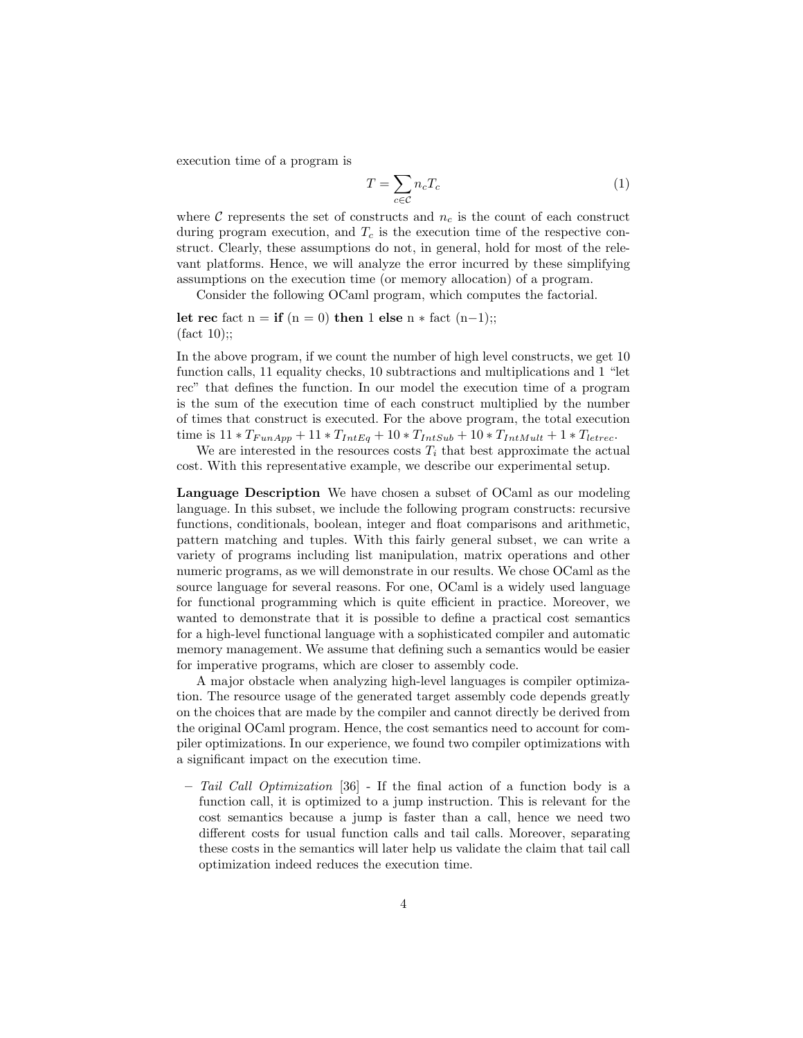execution time of a program is

$$T = \sum_{c \in \mathcal{C}} n_c T_c \tag{1}$$

where $\mathcal{C}$ represents the set of constructs and $n_c$ is the count of each construct during program execution, and $T_c$ is the execution time of the respective construct. Clearly, these assumptions do not, in general, hold for most of the relevant platforms. Hence, we will analyze the error incurred by these simplifying assumptions on the execution time (or memory allocation) of a program.

Consider the following OCaml program, which computes the factorial.

```
let rec fact n = if (n = 0) then 1 else n * fact (n−1);;
(fact 10);;
```

In the above program, if we count the number of high level constructs, we get 10 function calls, 11 equality checks, 10 subtractions and multiplications and 1 "let rec" that defines the function. In our model the execution time of a program is the sum of the execution time of each construct multiplied by the number of times that construct is executed. For the above program, the total execution time is $11 * T_{FunApp} + 11 * T_{IntEq} + 10 * T_{IntSub} + 10 * T_{IntMult} + 1 * T_{letrec}$.

We are interested in the resources costs $T_i$ that best approximate the actual cost. With this representative example, we describe our experimental setup.

**Language Description** We have chosen a subset of OCaml as our modeling language. In this subset, we include the following program constructs: recursive functions, conditionals, boolean, integer and float comparisons and arithmetic, pattern matching and tuples. With this fairly general subset, we can write a variety of programs including list manipulation, matrix operations and other numeric programs, as we will demonstrate in our results. We chose OCaml as the source language for several reasons. For one, OCaml is a widely used language for functional programming which is quite efficient in practice. Moreover, we wanted to demonstrate that it is possible to define a practical cost semantics for a high-level functional language with a sophisticated compiler and automatic memory management. We assume that defining such a semantics would be easier for imperative programs, which are closer to assembly code.

A major obstacle when analyzing high-level languages is compiler optimization. The resource usage of the generated target assembly code depends greatly on the choices that are made by the compiler and cannot directly be derived from the original OCaml program. Hence, the cost semantics need to account for compiler optimizations. In our experience, we found two compiler optimizations with a significant impact on the execution time.

- *Tail Call Optimization* [36] - If the final action of a function body is a function call, it is optimized to a jump instruction. This is relevant for the cost semantics because a jump is faster than a call, hence we need two different costs for usual function calls and tail calls. Moreover, separating these costs in the semantics will later help us validate the claim that tail call optimization indeed reduces the execution time.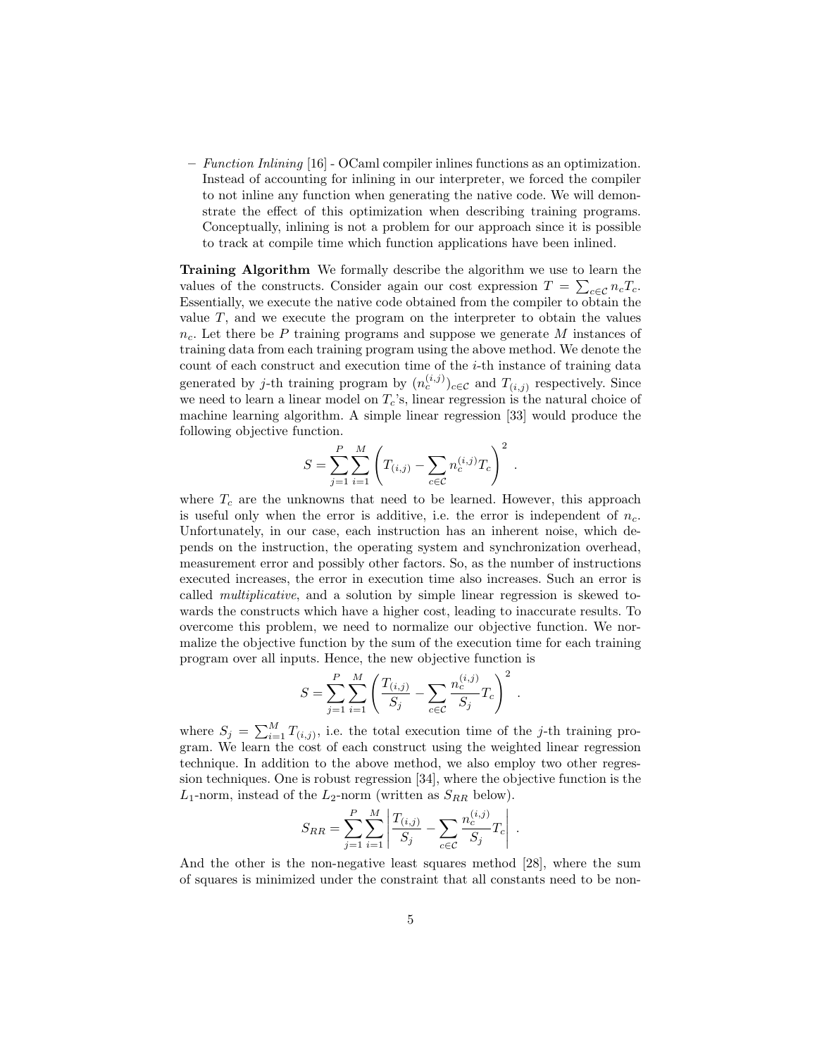– *Function Inlining* [16] - OCaml compiler inlines functions as an optimization. Instead of accounting for inlining in our interpreter, we forced the compiler to not inline any function when generating the native code. We will demonstrate the effect of this optimization when describing training programs. Conceptually, inlining is not a problem for our approach since it is possible to track at compile time which function applications have been inlined.

**Training Algorithm** We formally describe the algorithm we use to learn the values of the constructs. Consider again our cost expression $T = \sum_{c \in \mathcal{C}} n_c T_c$. Essentially, we execute the native code obtained from the compiler to obtain the value $T$, and we execute the program on the interpreter to obtain the values $n_c$. Let there be $P$ training programs and suppose we generate $M$ instances of training data from each training program using the above method. We denote the count of each construct and execution time of the $i$-th instance of training data generated by $j$-th training program by $(n_c^{(i,j)})_{c \in \mathcal{C}}$ and $T_{(i,j)}$ respectively. Since we need to learn a linear model on $T_c$'s, linear regression is the natural choice of machine learning algorithm. A simple linear regression [33] would produce the following objective function.

$$S = \sum_{j=1}^{P} \sum_{i=1}^{M} \left( T_{(i,j)} - \sum_{c \in \mathcal{C}} n_c^{(i,j)} T_c \right)^2 .$$

where $T_c$ are the unknowns that need to be learned. However, this approach is useful only when the error is additive, i.e. the error is independent of $n_c$. Unfortunately, in our case, each instruction has an inherent noise, which depends on the instruction, the operating system and synchronization overhead, measurement error and possibly other factors. So, as the number of instructions executed increases, the error in execution time also increases. Such an error is called *multiplicative*, and a solution by simple linear regression is skewed towards the constructs which have a higher cost, leading to inaccurate results. To overcome this problem, we need to normalize our objective function. We normalize the objective function by the sum of the execution time for each training program over all inputs. Hence, the new objective function is

$$S = \sum_{j=1}^{P} \sum_{i=1}^{M} \left( \frac{T_{(i,j)}}{S_j} - \sum_{c \in \mathcal{C}} \frac{n_c^{(i,j)}}{S_j} T_c \right)^2 .$$

where $S_j = \sum_{i=1}^{M} T_{(i,j)}$, i.e. the total execution time of the $j$-th training program. We learn the cost of each construct using the weighted linear regression technique. In addition to the above method, we also employ two other regression techniques. One is robust regression [34], where the objective function is the $L_1$-norm, instead of the $L_2$-norm (written as $S_{RR}$ below).

$$S_{RR} = \sum_{j=1}^{P} \sum_{i=1}^{M} \left| \frac{T_{(i,j)}}{S_j} - \sum_{c \in \mathcal{C}} \frac{n_c^{(i,j)}}{S_j} T_c \right| .$$

And the other is the non-negative least squares method [28], where the sum of squares is minimized under the constraint that all constants need to be non-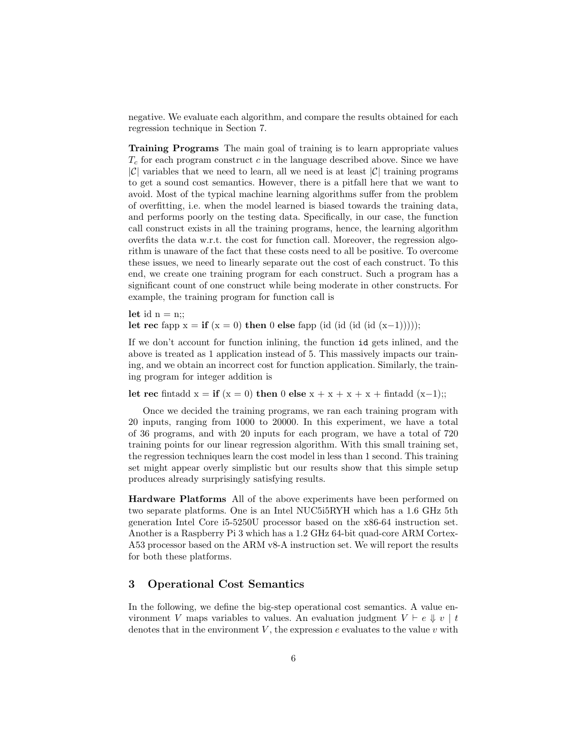negative. We evaluate each algorithm, and compare the results obtained for each regression technique in Section 7.

**Training Programs** The main goal of training is to learn appropriate values $T_c$ for each program construct $c$ in the language described above. Since we have $|\mathcal{C}|$ variables that we need to learn, all we need is at least $|\mathcal{C}|$ training programs to get a sound cost semantics. However, there is a pitfall here that we want to avoid. Most of the typical machine learning algorithms suffer from the problem of overfitting, i.e. when the model learned is biased towards the training data, and performs poorly on the testing data. Specifically, in our case, the function call construct exists in all the training programs, hence, the learning algorithm overfits the data w.r.t. the cost for function call. Moreover, the regression algorithm is unaware of the fact that these costs need to all be positive. To overcome these issues, we need to linearly separate out the cost of each construct. To this end, we create one training program for each construct. Such a program has a significant count of one construct while being moderate in other constructs. For example, the training program for function call is

**let** id n = n;;
**let rec** fapp x = **if** (x = 0) **then** 0 **else** fapp (id (id (id (id (x−1)))));

If we don't account for function inlining, the function `id` gets inlined, and the above is treated as 1 application instead of 5. This massively impacts our training, and we obtain an incorrect cost for function application. Similarly, the training program for integer addition is

**let rec** fintadd x = **if** (x = 0) **then** 0 **else** x + x + x + x + fintadd (x−1);;

Once we decided the training programs, we ran each training program with 20 inputs, ranging from 1000 to 20000. In this experiment, we have a total of 36 programs, and with 20 inputs for each program, we have a total of 720 training points for our linear regression algorithm. With this small training set, the regression techniques learn the cost model in less than 1 second. This training set might appear overly simplistic but our results show that this simple setup produces already surprisingly satisfying results.

**Hardware Platforms** All of the above experiments have been performed on two separate platforms. One is an Intel NUC5i5RYH which has a 1.6 GHz 5th generation Intel Core i5-5250U processor based on the x86-64 instruction set. Another is a Raspberry Pi 3 which has a 1.2 GHz 64-bit quad-core ARM Cortex-A53 processor based on the ARM v8-A instruction set. We will report the results for both these platforms.

## 3 Operational Cost Semantics

In the following, we define the big-step operational cost semantics. A value environment $V$ maps variables to values. An evaluation judgment $V \vdash e \Downarrow v \mid t$ denotes that in the environment $V$, the expression $e$ evaluates to the value $v$ with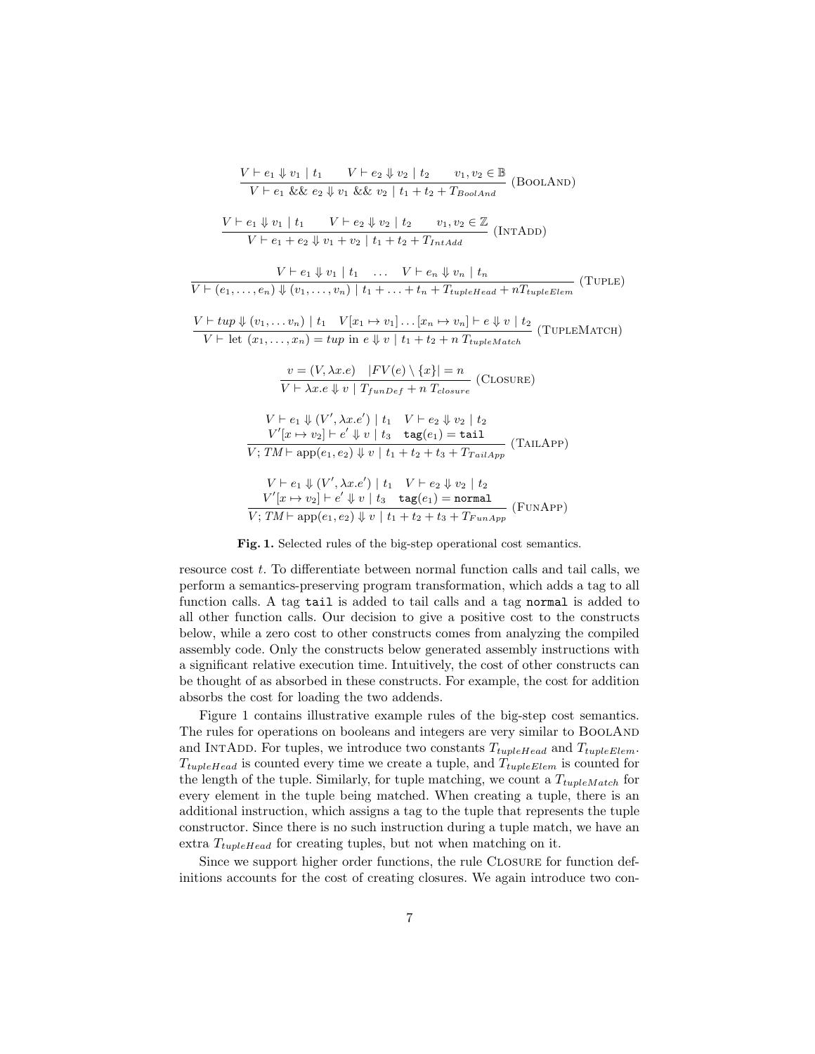$$\frac{V \vdash e_1 \Downarrow v_1 \mid t_1 \qquad V \vdash e_2 \Downarrow v_2 \mid t_2 \qquad v_1, v_2 \in \mathbb{B}}{V \vdash e_1 \;\&\&\; e_2 \Downarrow v_1 \;\&\&\; v_2 \mid t_1 + t_2 + T_{BoolAnd}} \text{ (BoolAnd)}$$

$$\frac{V \vdash e_1 \Downarrow v_1 \mid t_1 \qquad V \vdash e_2 \Downarrow v_2 \mid t_2 \qquad v_1, v_2 \in \mathbb{Z}}{V \vdash e_1 + e_2 \Downarrow v_1 + v_2 \mid t_1 + t_2 + T_{IntAdd}} \text{ (IntAdd)}$$

$$\frac{V \vdash e_1 \Downarrow v_1 \mid t_1 \quad \dots \quad V \vdash e_n \Downarrow v_n \mid t_n}{V \vdash (e_1, \dots, e_n) \Downarrow (v_1, \dots, v_n) \mid t_1 + \ldots + t_n + T_{tupleHead} + nT_{tupleElem}} \text{ (Tuple)}$$

$$\frac{V \vdash tup \Downarrow (v_1, \dots v_n) \mid t_1 \quad V[x_1 \mapsto v_1] \dots [x_n \mapsto v_n] \vdash e \Downarrow v \mid t_2}{V \vdash \text{let } (x_1, \dots, x_n) = tup \text{ in } e \Downarrow v \mid t_1 + t_2 + n\; T_{tupleMatch}} \text{ (TupleMatch)}$$

$$\frac{v = (V, \lambda x.e) \quad |FV(e) \setminus \{x\}| = n}{V \vdash \lambda x.e \Downarrow v \mid T_{funDef} + n\; T_{closure}} \text{ (Closure)}$$

$$\frac{\begin{array}{c} V \vdash e_1 \Downarrow (V', \lambda x.e') \mid t_1 \quad V \vdash e_2 \Downarrow v_2 \mid t_2 \\ V'[x \mapsto v_2] \vdash e' \Downarrow v \mid t_3 \quad \texttt{tag}(e_1) = \texttt{tail} \end{array}}{V; TM \vdash \text{app}(e_1, e_2) \Downarrow v \mid t_1 + t_2 + t_3 + T_{TailApp}} \text{ (TailApp)}$$

$$\frac{\begin{array}{c} V \vdash e_1 \Downarrow (V', \lambda x.e') \mid t_1 \quad V \vdash e_2 \Downarrow v_2 \mid t_2 \\ V'[x \mapsto v_2] \vdash e' \Downarrow v \mid t_3 \quad \texttt{tag}(e_1) = \texttt{normal} \end{array}}{V; TM \vdash \text{app}(e_1, e_2) \Downarrow v \mid t_1 + t_2 + t_3 + T_{FunApp}} \text{ (FunApp)}$$

**Fig. 1.** Selected rules of the big-step operational cost semantics.

resource cost $t$. To differentiate between normal function calls and tail calls, we perform a semantics-preserving program transformation, which adds a tag to all function calls. A tag `tail` is added to tail calls and a tag `normal` is added to all other function calls. Our decision to give a positive cost to the constructs below, while a zero cost to other constructs comes from analyzing the compiled assembly code. Only the constructs below generated assembly instructions with a significant relative execution time. Intuitively, the cost of other constructs can be thought of as absorbed in these constructs. For example, the cost for addition absorbs the cost for loading the two addends.

Figure 1 contains illustrative example rules of the big-step cost semantics. The rules for operations on booleans and integers are very similar to BoolAnd and IntAdd. For tuples, we introduce two constants $T_{tupleHead}$ and $T_{tupleElem}$. $T_{tupleHead}$ is counted every time we create a tuple, and $T_{tupleElem}$ is counted for the length of the tuple. Similarly, for tuple matching, we count a $T_{tupleMatch}$ for every element in the tuple being matched. When creating a tuple, there is an additional instruction, which assigns a tag to the tuple that represents the tuple constructor. Since there is no such instruction during a tuple match, we have an extra $T_{tupleHead}$ for creating tuples, but not when matching on it.

Since we support higher order functions, the rule Closure for function definitions accounts for the cost of creating closures. We again introduce two con-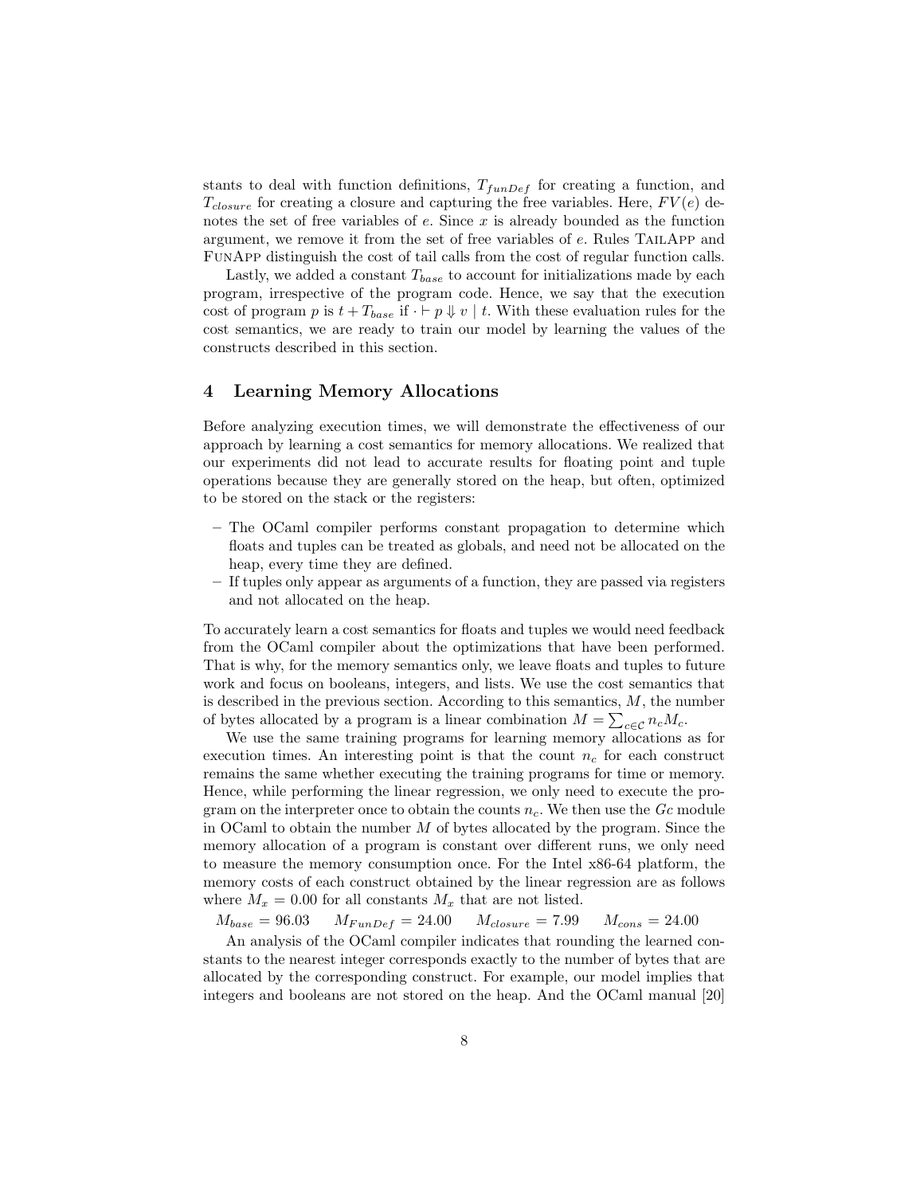stants to deal with function definitions, $T_{funDef}$ for creating a function, and $T_{closure}$ for creating a closure and capturing the free variables. Here, $FV(e)$ denotes the set of free variables of $e$. Since $x$ is already bounded as the function argument, we remove it from the set of free variables of $e$. Rules TailApp and FunApp distinguish the cost of tail calls from the cost of regular function calls.

Lastly, we added a constant $T_{base}$ to account for initializations made by each program, irrespective of the program code. Hence, we say that the execution cost of program $p$ is $t + T_{base}$ if $\cdot \vdash p \Downarrow v \mid t$. With these evaluation rules for the cost semantics, we are ready to train our model by learning the values of the constructs described in this section.

## 4 Learning Memory Allocations

Before analyzing execution times, we will demonstrate the effectiveness of our approach by learning a cost semantics for memory allocations. We realized that our experiments did not lead to accurate results for floating point and tuple operations because they are generally stored on the heap, but often, optimized to be stored on the stack or the registers:

- The OCaml compiler performs constant propagation to determine which floats and tuples can be treated as globals, and need not be allocated on the heap, every time they are defined.
- If tuples only appear as arguments of a function, they are passed via registers and not allocated on the heap.

To accurately learn a cost semantics for floats and tuples we would need feedback from the OCaml compiler about the optimizations that have been performed. That is why, for the memory semantics only, we leave floats and tuples to future work and focus on booleans, integers, and lists. We use the cost semantics that is described in the previous section. According to this semantics, $M$, the number of bytes allocated by a program is a linear combination $M = \sum_{c \in \mathcal{C}} n_c M_c$.

We use the same training programs for learning memory allocations as for execution times. An interesting point is that the count $n_c$ for each construct remains the same whether executing the training programs for time or memory. Hence, while performing the linear regression, we only need to execute the program on the interpreter once to obtain the counts $n_c$. We then use the *Gc* module in OCaml to obtain the number $M$ of bytes allocated by the program. Since the memory allocation of a program is constant over different runs, we only need to measure the memory consumption once. For the Intel x86-64 platform, the memory costs of each construct obtained by the linear regression are as follows where $M_x = 0.00$ for all constants $M_x$ that are not listed.

$M_{base} = 96.03 \quad M_{FunDef} = 24.00 \quad M_{closure} = 7.99 \quad M_{cons} = 24.00$

An analysis of the OCaml compiler indicates that rounding the learned constants to the nearest integer corresponds exactly to the number of bytes that are allocated by the corresponding construct. For example, our model implies that integers and booleans are not stored on the heap. And the OCaml manual [20]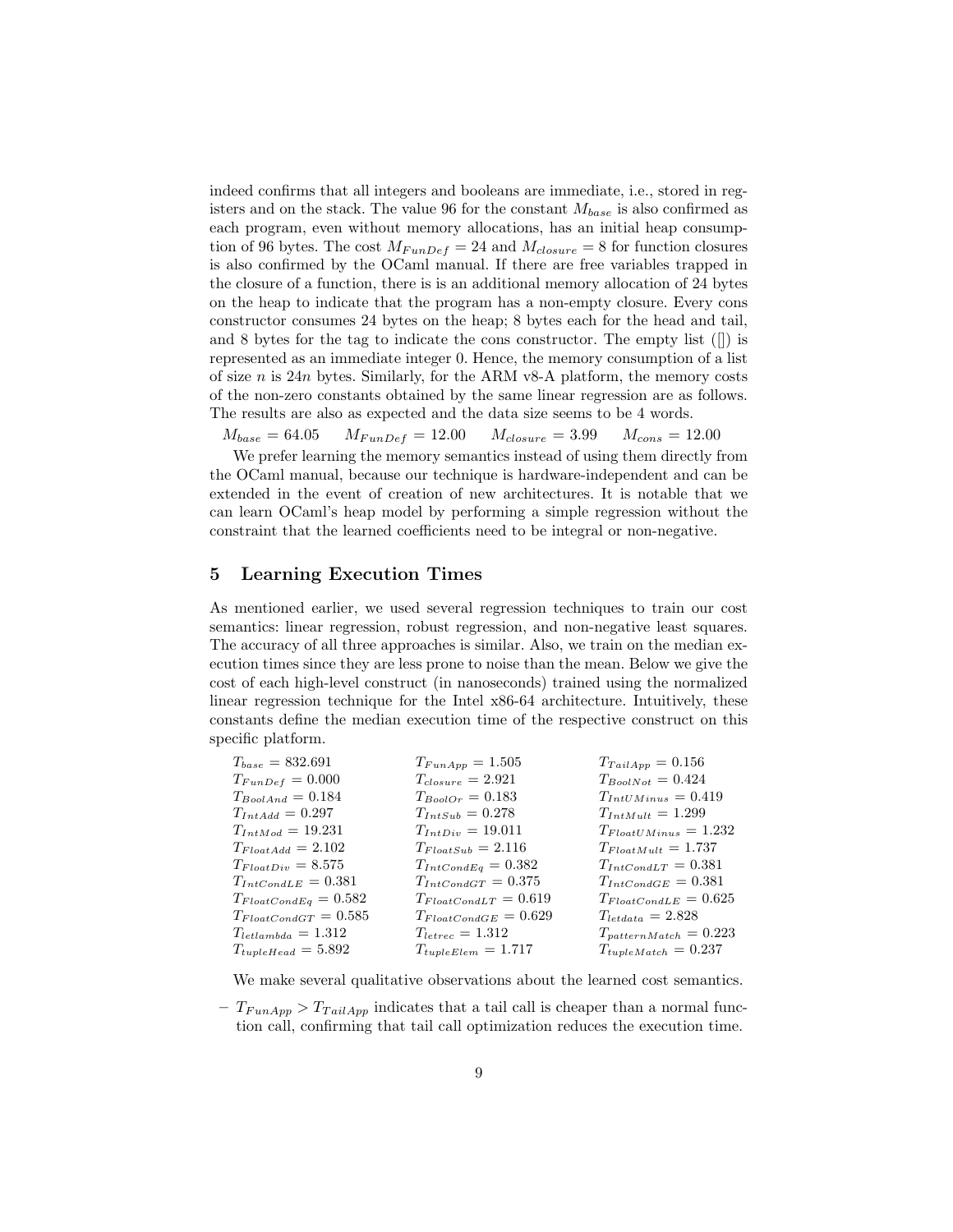indeed confirms that all integers and booleans are immediate, i.e., stored in registers and on the stack. The value 96 for the constant $M_{base}$ is also confirmed as each program, even without memory allocations, has an initial heap consumption of 96 bytes. The cost $M_{FunDef} = 24$ and $M_{closure} = 8$ for function closures is also confirmed by the OCaml manual. If there are free variables trapped in the closure of a function, there is is an additional memory allocation of 24 bytes on the heap to indicate that the program has a non-empty closure. Every cons constructor consumes 24 bytes on the heap; 8 bytes each for the head and tail, and 8 bytes for the tag to indicate the cons constructor. The empty list ([]) is represented as an immediate integer 0. Hence, the memory consumption of a list of size $n$ is $24n$ bytes. Similarly, for the ARM v8-A platform, the memory costs of the non-zero constants obtained by the same linear regression are as follows. The results are also as expected and the data size seems to be 4 words.

$M_{base} = 64.05 \quad M_{FunDef} = 12.00 \quad M_{closure} = 3.99 \quad M_{cons} = 12.00$

We prefer learning the memory semantics instead of using them directly from the OCaml manual, because our technique is hardware-independent and can be extended in the event of creation of new architectures. It is notable that we can learn OCaml's heap model by performing a simple regression without the constraint that the learned coefficients need to be integral or non-negative.

## 5 Learning Execution Times

As mentioned earlier, we used several regression techniques to train our cost semantics: linear regression, robust regression, and non-negative least squares. The accuracy of all three approaches is similar. Also, we train on the median execution times since they are less prone to noise than the mean. Below we give the cost of each high-level construct (in nanoseconds) trained using the normalized linear regression technique for the Intel x86-64 architecture. Intuitively, these constants define the median execution time of the respective construct on this specific platform.

| | | |
|---|---|---|
| $T_{base} = 832.691$ | $T_{FunApp} = 1.505$ | $T_{TailApp} = 0.156$ |
| $T_{FunDef} = 0.000$ | $T_{closure} = 2.921$ | $T_{BoolNot} = 0.424$ |
| $T_{BoolAnd} = 0.184$ | $T_{BoolOr} = 0.183$ | $T_{IntUMinus} = 0.419$ |
| $T_{IntAdd} = 0.297$ | $T_{IntSub} = 0.278$ | $T_{IntMult} = 1.299$ |
| $T_{IntMod} = 19.231$ | $T_{IntDiv} = 19.011$ | $T_{FloatUMinus} = 1.232$ |
| $T_{FloatAdd} = 2.102$ | $T_{FloatSub} = 2.116$ | $T_{FloatMult} = 1.737$ |
| $T_{FloatDiv} = 8.575$ | $T_{IntCondEq} = 0.382$ | $T_{IntCondLT} = 0.381$ |
| $T_{IntCondLE} = 0.381$ | $T_{IntCondGT} = 0.375$ | $T_{IntCondGE} = 0.381$ |
| $T_{FloatCondEq} = 0.582$ | $T_{FloatCondLT} = 0.619$ | $T_{FloatCondLE} = 0.625$ |
| $T_{FloatCondGT} = 0.585$ | $T_{FloatCondGE} = 0.629$ | $T_{letdata} = 2.828$ |
| $T_{letlambda} = 1.312$ | $T_{letrec} = 1.312$ | $T_{patternMatch} = 0.223$ |
| $T_{tupleHead} = 5.892$ | $T_{tupleElem} = 1.717$ | $T_{tupleMatch} = 0.237$ |

We make several qualitative observations about the learned cost semantics.

- $T_{FunApp} > T_{TailApp}$ indicates that a tail call is cheaper than a normal function call, confirming that tail call optimization reduces the execution time.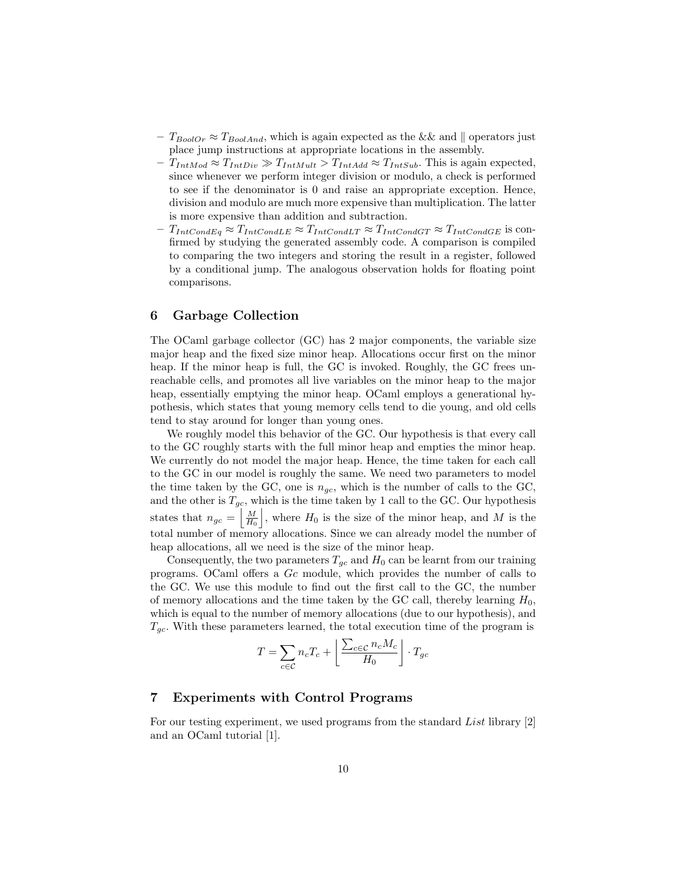- $T_{BoolOr} \approx T_{BoolAnd}$, which is again expected as the && and $\|$ operators just place jump instructions at appropriate locations in the assembly.
- $T_{IntMod} \approx T_{IntDiv} \gg T_{IntMult} > T_{IntAdd} \approx T_{IntSub}$. This is again expected, since whenever we perform integer division or modulo, a check is performed to see if the denominator is 0 and raise an appropriate exception. Hence, division and modulo are much more expensive than multiplication. The latter is more expensive than addition and subtraction.
- $T_{IntCondEq} \approx T_{IntCondLE} \approx T_{IntCondLT} \approx T_{IntCondGT} \approx T_{IntCondGE}$ is confirmed by studying the generated assembly code. A comparison is compiled to comparing the two integers and storing the result in a register, followed by a conditional jump. The analogous observation holds for floating point comparisons.

## 6 Garbage Collection

The OCaml garbage collector (GC) has 2 major components, the variable size major heap and the fixed size minor heap. Allocations occur first on the minor heap. If the minor heap is full, the GC is invoked. Roughly, the GC frees unreachable cells, and promotes all live variables on the minor heap to the major heap, essentially emptying the minor heap. OCaml employs a generational hypothesis, which states that young memory cells tend to die young, and old cells tend to stay around for longer than young ones.

We roughly model this behavior of the GC. Our hypothesis is that every call to the GC roughly starts with the full minor heap and empties the minor heap. We currently do not model the major heap. Hence, the time taken for each call to the GC in our model is roughly the same. We need two parameters to model the time taken by the GC, one is $n_{gc}$, which is the number of calls to the GC, and the other is $T_{gc}$, which is the time taken by 1 call to the GC. Our hypothesis states that $n_{gc} = \left\lfloor \frac{M}{H_0} \right\rfloor$, where $H_0$ is the size of the minor heap, and $M$ is the total number of memory allocations. Since we can already model the number of heap allocations, all we need is the size of the minor heap.

Consequently, the two parameters $T_{gc}$ and $H_0$ can be learnt from our training programs. OCaml offers a *Gc* module, which provides the number of calls to the GC. We use this module to find out the first call to the GC, the number of memory allocations and the time taken by the GC call, thereby learning $H_0$, which is equal to the number of memory allocations (due to our hypothesis), and $T_{gc}$. With these parameters learned, the total execution time of the program is

$$T = \sum_{c \in \mathcal{C}} n_c T_c + \left\lfloor \frac{\sum_{c \in \mathcal{C}} n_c M_c}{H_0} \right\rfloor \cdot T_{gc}$$

## 7 Experiments with Control Programs

For our testing experiment, we used programs from the standard *List* library [2] and an OCaml tutorial [1].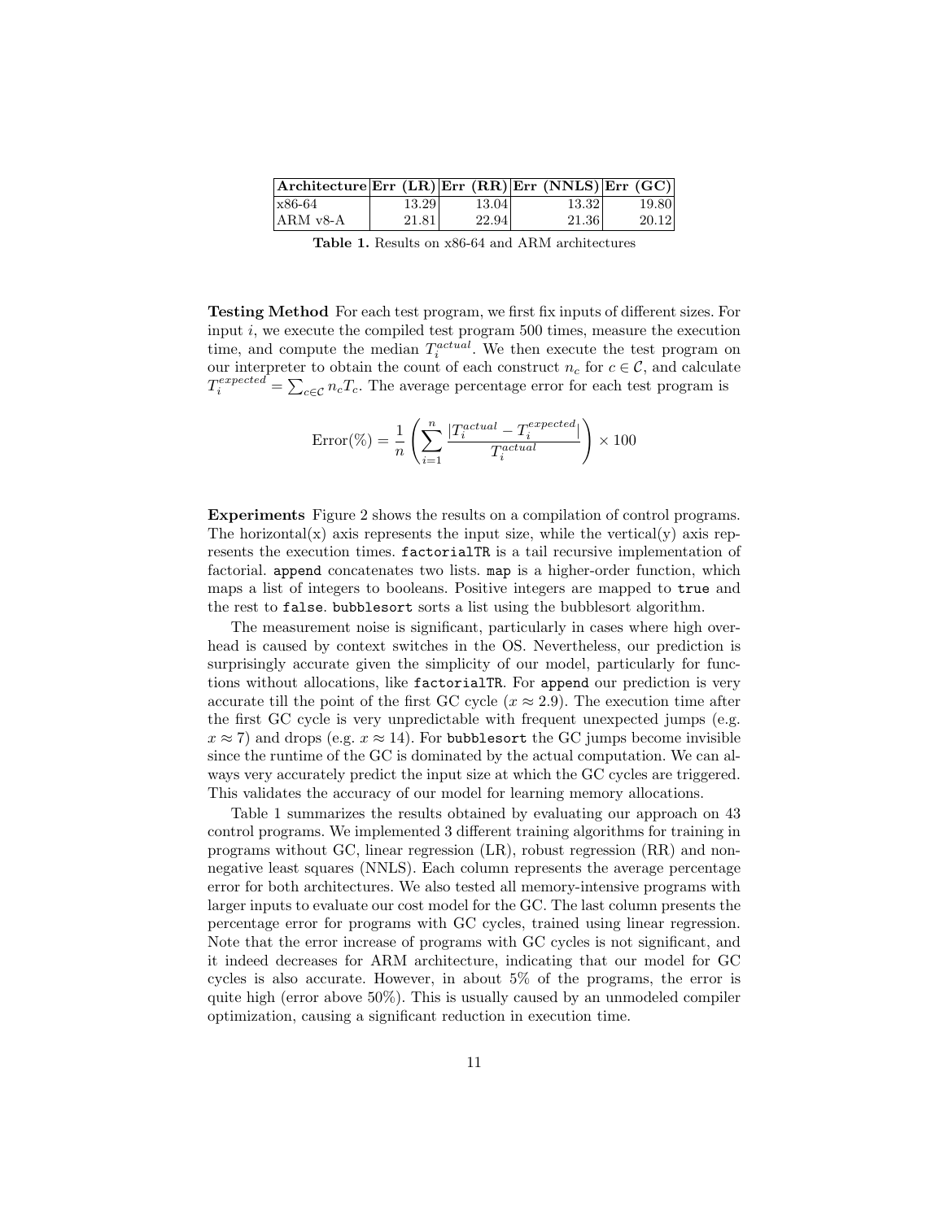| Architecture | Err (LR) | Err (RR) | Err (NNLS) | Err (GC) |
|---|---|---|---|---|
| x86-64 | 13.29 | 13.04 | 13.32 | 19.80 |
| ARM v8-A | 21.81 | 22.94 | 21.36 | 20.12 |

**Table 1.** Results on x86-64 and ARM architectures

**Testing Method** For each test program, we first fix inputs of different sizes. For input $i$, we execute the compiled test program 500 times, measure the execution time, and compute the median $T_i^{actual}$. We then execute the test program on our interpreter to obtain the count of each construct $n_c$ for $c \in \mathcal{C}$, and calculate $T_i^{expected} = \sum_{c \in \mathcal{C}} n_c T_c$. The average percentage error for each test program is

$$\text{Error}(\%) = \frac{1}{n} \left( \sum_{i=1}^{n} \frac{|T_i^{actual} - T_i^{expected}|}{T_i^{actual}} \right) \times 100$$

**Experiments** Figure 2 shows the results on a compilation of control programs. The horizontal(x) axis represents the input size, while the vertical(y) axis represents the execution times. `factorialTR` is a tail recursive implementation of factorial. `append` concatenates two lists. `map` is a higher-order function, which maps a list of integers to booleans. Positive integers are mapped to `true` and the rest to `false`. `bubblesort` sorts a list using the bubblesort algorithm.

The measurement noise is significant, particularly in cases where high overhead is caused by context switches in the OS. Nevertheless, our prediction is surprisingly accurate given the simplicity of our model, particularly for functions without allocations, like `factorialTR`. For `append` our prediction is very accurate till the point of the first GC cycle ($x \approx 2.9$). The execution time after the first GC cycle is very unpredictable with frequent unexpected jumps (e.g. $x \approx 7$) and drops (e.g. $x \approx 14$). For `bubblesort` the GC jumps become invisible since the runtime of the GC is dominated by the actual computation. We can always very accurately predict the input size at which the GC cycles are triggered. This validates the accuracy of our model for learning memory allocations.

Table 1 summarizes the results obtained by evaluating our approach on 43 control programs. We implemented 3 different training algorithms for training in programs without GC, linear regression (LR), robust regression (RR) and non-negative least squares (NNLS). Each column represents the average percentage error for both architectures. We also tested all memory-intensive programs with larger inputs to evaluate our cost model for the GC. The last column presents the percentage error for programs with GC cycles, trained using linear regression. Note that the error increase of programs with GC cycles is not significant, and it indeed decreases for ARM architecture, indicating that our model for GC cycles is also accurate. However, in about 5% of the programs, the error is quite high (error above 50%). This is usually caused by an unmodeled compiler optimization, causing a significant reduction in execution time.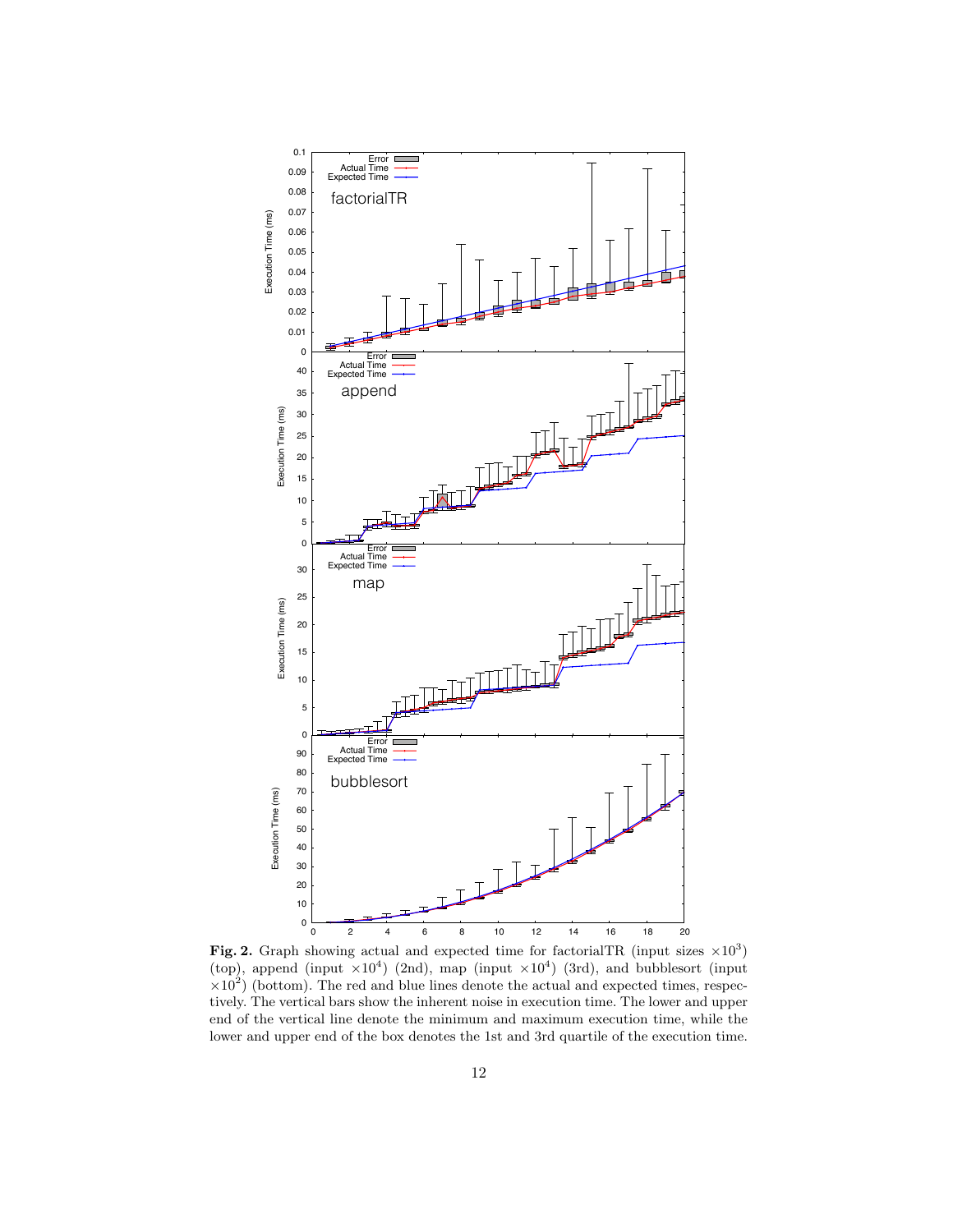**Fig. 2.** Graph showing actual and expected time for factorialTR (input sizes $\times 10^3$) (top), append (input $\times 10^4$) (2nd), map (input $\times 10^4$) (3rd), and bubblesort (input $\times 10^2$) (bottom). The red and blue lines denote the actual and expected times, respectively. The vertical bars show the inherent noise in execution time. The lower and upper end of the vertical line denote the minimum and maximum execution time, while the lower and upper end of the box denotes the 1st and 3rd quartile of the execution time.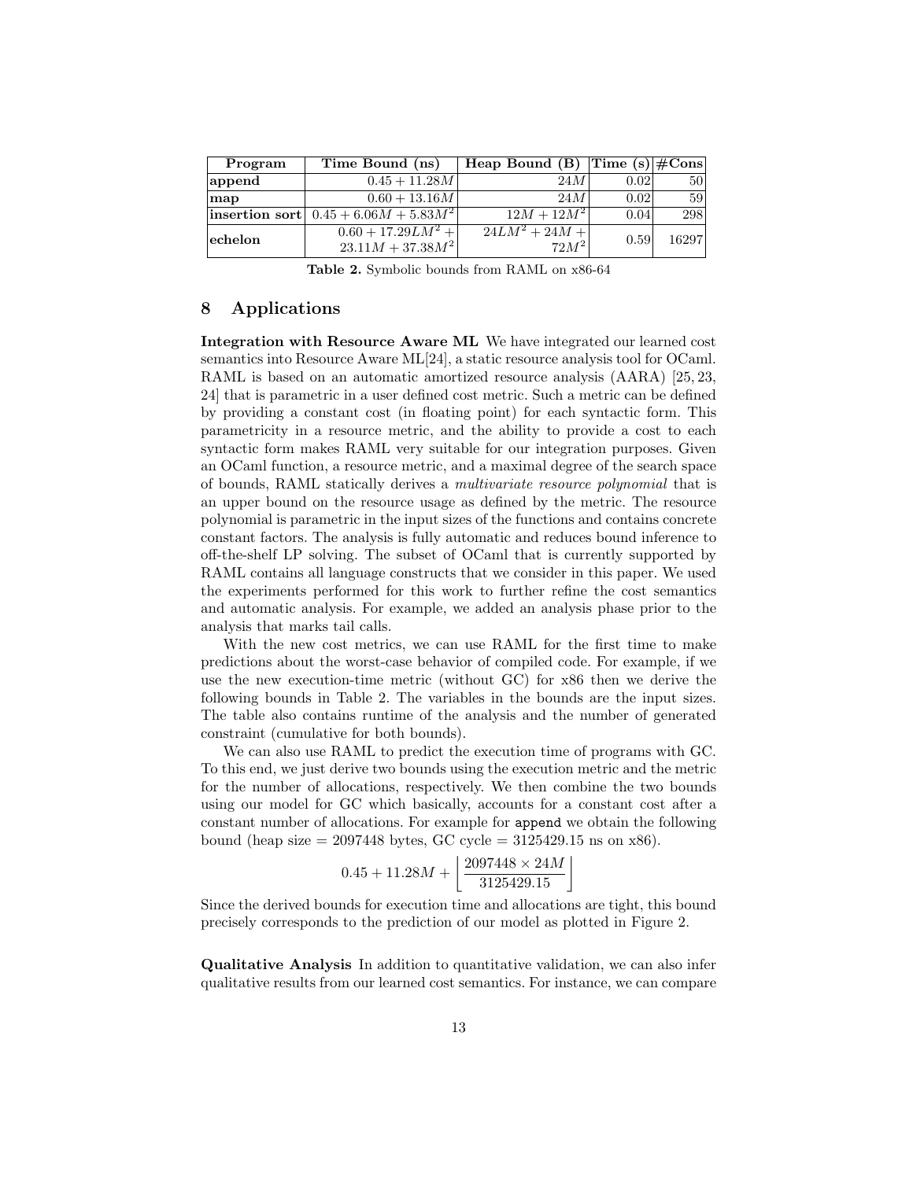| Program | Time Bound (ns) | Heap Bound (B) | Time (s) | #Cons |
|---|---|---|---|---|
| **append** | $0.45 + 11.28M$ | $24M$ | 0.02 | 50 |
| **map** | $0.60 + 13.16M$ | $24M$ | 0.02 | 59 |
| **insertion sort** | $0.45 + 6.06M + 5.83M^2$ | $12M + 12M^2$ | 0.04 | 298 |
| **echelon** | $0.60 + 17.29LM^2 + 23.11M + 37.38M^2$ | $24LM^2 + 24M + 72M^2$ | 0.59 | 16297 |

**Table 2.** Symbolic bounds from RAML on x86-64

## 8 Applications

**Integration with Resource Aware ML** We have integrated our learned cost semantics into Resource Aware ML[24], a static resource analysis tool for OCaml. RAML is based on an automatic amortized resource analysis (AARA) [25, 23, 24] that is parametric in a user defined cost metric. Such a metric can be defined by providing a constant cost (in floating point) for each syntactic form. This parametricity in a resource metric, and the ability to provide a cost to each syntactic form makes RAML very suitable for our integration purposes. Given an OCaml function, a resource metric, and a maximal degree of the search space of bounds, RAML statically derives a *multivariate resource polynomial* that is an upper bound on the resource usage as defined by the metric. The resource polynomial is parametric in the input sizes of the functions and contains concrete constant factors. The analysis is fully automatic and reduces bound inference to off-the-shelf LP solving. The subset of OCaml that is currently supported by RAML contains all language constructs that we consider in this paper. We used the experiments performed for this work to further refine the cost semantics and automatic analysis. For example, we added an analysis phase prior to the analysis that marks tail calls.

With the new cost metrics, we can use RAML for the first time to make predictions about the worst-case behavior of compiled code. For example, if we use the new execution-time metric (without GC) for x86 then we derive the following bounds in Table 2. The variables in the bounds are the input sizes. The table also contains runtime of the analysis and the number of generated constraint (cumulative for both bounds).

We can also use RAML to predict the execution time of programs with GC. To this end, we just derive two bounds using the execution metric and the metric for the number of allocations, respectively. We then combine the two bounds using our model for GC which basically, accounts for a constant cost after a constant number of allocations. For example for `append` we obtain the following bound (heap size = 2097448 bytes, GC cycle = 3125429.15 ns on x86).

$$0.45 + 11.28M + \left\lfloor \frac{2097448 \times 24M}{3125429.15} \right\rfloor$$

Since the derived bounds for execution time and allocations are tight, this bound precisely corresponds to the prediction of our model as plotted in Figure 2.

**Qualitative Analysis** In addition to quantitative validation, we can also infer qualitative results from our learned cost semantics. For instance, we can compare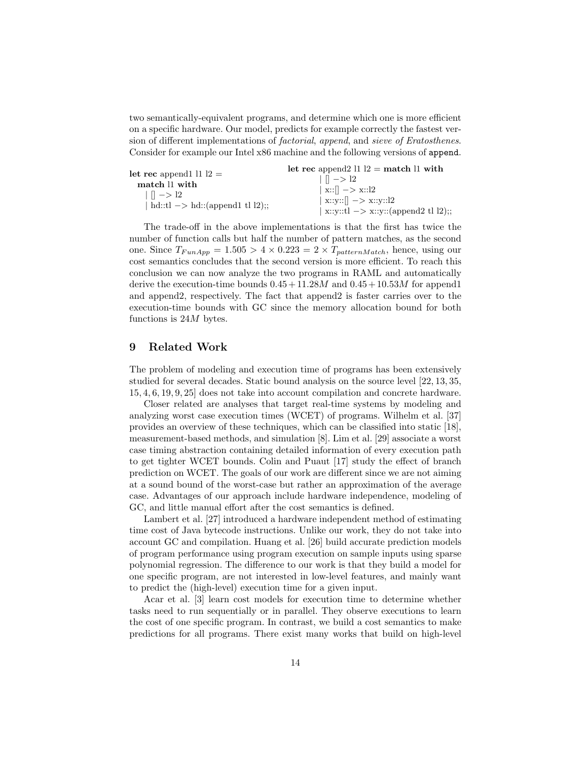two semantically-equivalent programs, and determine which one is more efficient on a specific hardware. Our model, predicts for example correctly the fastest version of different implementations of *factorial*, *append*, and *sieve of Eratosthenes*. Consider for example our Intel x86 machine and the following versions of `append`.

```
let rec append1 l1 l2 =
  match l1 with
    | [] -> l2
    | hd::tl -> hd::(append1 tl l2);;
```

```
let rec append2 l1 l2 = match l1 with
    | [] -> l2
    | x::[] -> x::l2
    | x::y::[] -> x::y::l2
    | x::y::tl -> x::y::(append2 tl l2);;
```

The trade-off in the above implementations is that the first has twice the number of function calls but half the number of pattern matches, as the second one. Since $T_{FunApp} = 1.505 > 4 \times 0.223 = 2 \times T_{patternMatch}$, hence, using our cost semantics concludes that the second version is more efficient. To reach this conclusion we can now analyze the two programs in RAML and automatically derive the execution-time bounds $0.45 + 11.28M$ and $0.45 + 10.53M$ for append1 and append2, respectively. The fact that append2 is faster carries over to the execution-time bounds with GC since the memory allocation bound for both functions is $24M$ bytes.

## 9 Related Work

The problem of modeling and execution time of programs has been extensively studied for several decades. Static bound analysis on the source level [22, 13, 35, 15, 4, 6, 19, 9, 25] does not take into account compilation and concrete hardware.

Closer related are analyses that target real-time systems by modeling and analyzing worst case execution times (WCET) of programs. Wilhelm et al. [37] provides an overview of these techniques, which can be classified into static [18], measurement-based methods, and simulation [8]. Lim et al. [29] associate a worst case timing abstraction containing detailed information of every execution path to get tighter WCET bounds. Colin and Puaut [17] study the effect of branch prediction on WCET. The goals of our work are different since we are not aiming at a sound bound of the worst-case but rather an approximation of the average case. Advantages of our approach include hardware independence, modeling of GC, and little manual effort after the cost semantics is defined.

Lambert et al. [27] introduced a hardware independent method of estimating time cost of Java bytecode instructions. Unlike our work, they do not take into account GC and compilation. Huang et al. [26] build accurate prediction models of program performance using program execution on sample inputs using sparse polynomial regression. The difference to our work is that they build a model for one specific program, are not interested in low-level features, and mainly want to predict the (high-level) execution time for a given input.

Acar et al. [3] learn cost models for execution time to determine whether tasks need to run sequentially or in parallel. They observe executions to learn the cost of one specific program. In contrast, we build a cost semantics to make predictions for all programs. There exist many works that build on high-level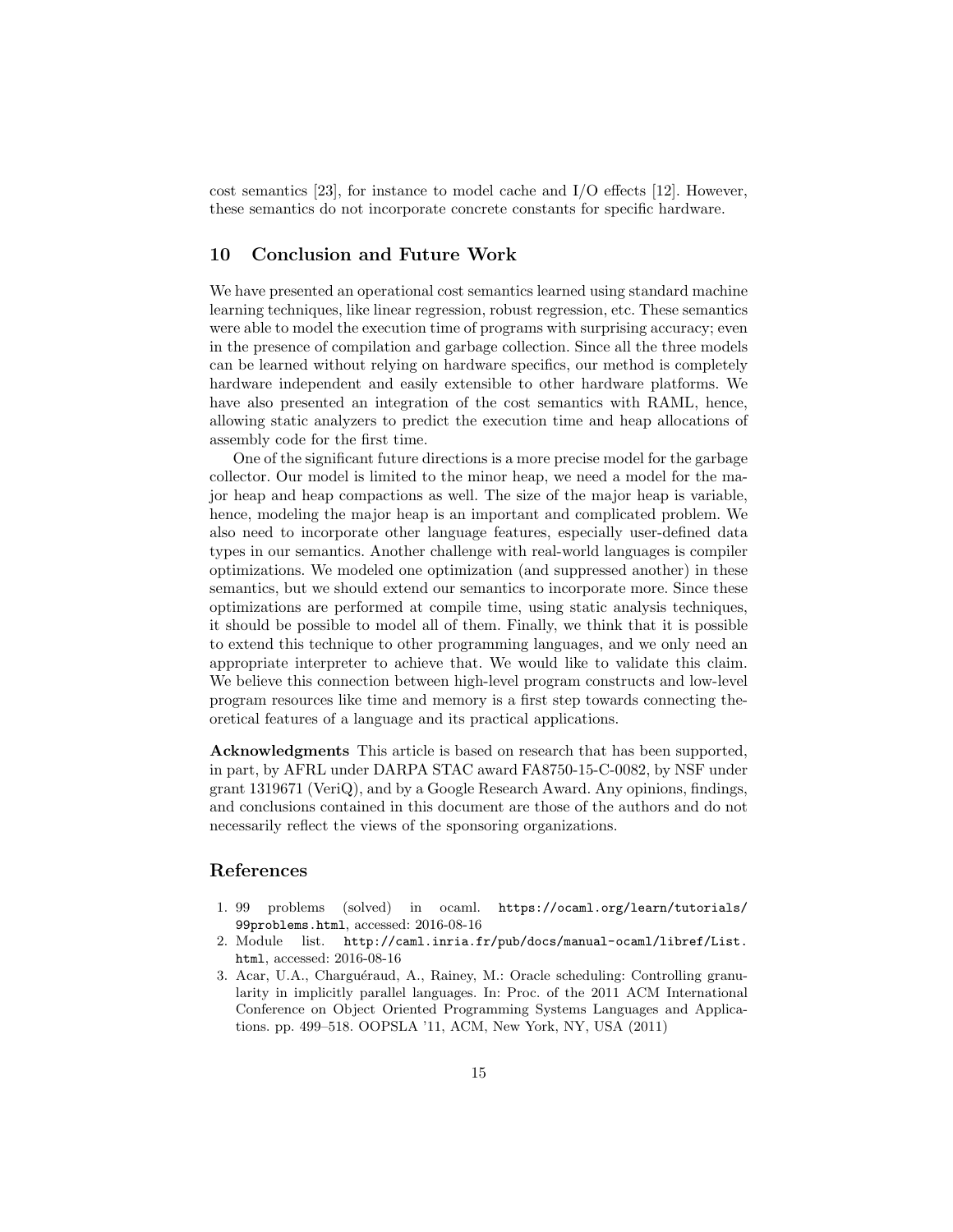cost semantics [23], for instance to model cache and I/O effects [12]. However, these semantics do not incorporate concrete constants for specific hardware.

## 10 Conclusion and Future Work

We have presented an operational cost semantics learned using standard machine learning techniques, like linear regression, robust regression, etc. These semantics were able to model the execution time of programs with surprising accuracy; even in the presence of compilation and garbage collection. Since all the three models can be learned without relying on hardware specifics, our method is completely hardware independent and easily extensible to other hardware platforms. We have also presented an integration of the cost semantics with RAML, hence, allowing static analyzers to predict the execution time and heap allocations of assembly code for the first time.

One of the significant future directions is a more precise model for the garbage collector. Our model is limited to the minor heap, we need a model for the major heap and heap compactions as well. The size of the major heap is variable, hence, modeling the major heap is an important and complicated problem. We also need to incorporate other language features, especially user-defined data types in our semantics. Another challenge with real-world languages is compiler optimizations. We modeled one optimization (and suppressed another) in these semantics, but we should extend our semantics to incorporate more. Since these optimizations are performed at compile time, using static analysis techniques, it should be possible to model all of them. Finally, we think that it is possible to extend this technique to other programming languages, and we only need an appropriate interpreter to achieve that. We would like to validate this claim. We believe this connection between high-level program constructs and low-level program resources like time and memory is a first step towards connecting theoretical features of a language and its practical applications.

**Acknowledgments** This article is based on research that has been supported, in part, by AFRL under DARPA STAC award FA8750-15-C-0082, by NSF under grant 1319671 (VeriQ), and by a Google Research Award. Any opinions, findings, and conclusions contained in this document are those of the authors and do not necessarily reflect the views of the sponsoring organizations.

## References

1. 99 problems (solved) in ocaml. `https://ocaml.org/learn/tutorials/99problems.html`, accessed: 2016-08-16
2. Module list. `http://caml.inria.fr/pub/docs/manual-ocaml/libref/List.html`, accessed: 2016-08-16
3. Acar, U.A., Charguéraud, A., Rainey, M.: Oracle scheduling: Controlling granularity in implicitly parallel languages. In: Proc. of the 2011 ACM International Conference on Object Oriented Programming Systems Languages and Applications. pp. 499–518. OOPSLA '11, ACM, New York, NY, USA (2011)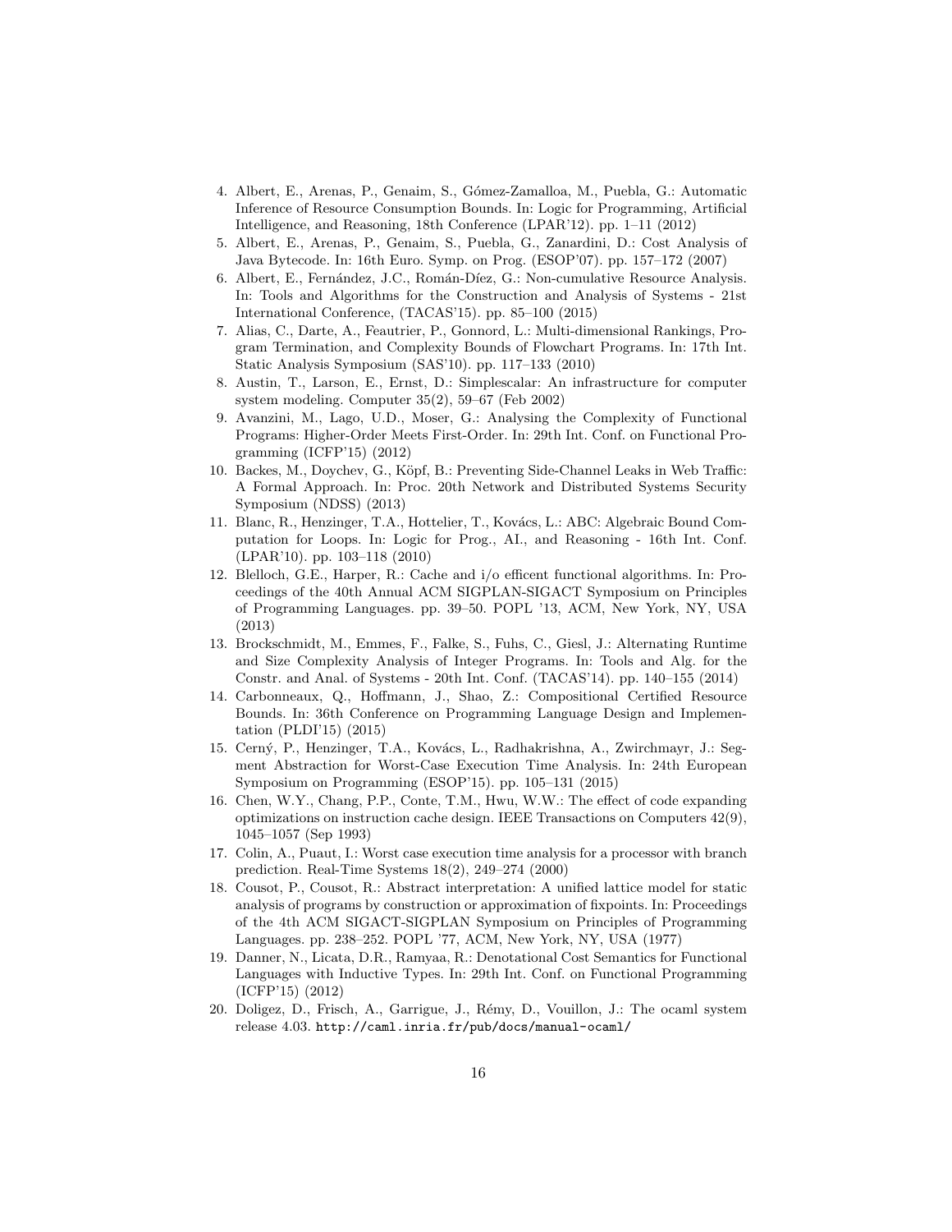4. Albert, E., Arenas, P., Genaim, S., Gómez-Zamalloa, M., Puebla, G.: Automatic Inference of Resource Consumption Bounds. In: Logic for Programming, Artificial Intelligence, and Reasoning, 18th Conference (LPAR'12). pp. 1–11 (2012)
5. Albert, E., Arenas, P., Genaim, S., Puebla, G., Zanardini, D.: Cost Analysis of Java Bytecode. In: 16th Euro. Symp. on Prog. (ESOP'07). pp. 157–172 (2007)
6. Albert, E., Fernández, J.C., Román-Díez, G.: Non-cumulative Resource Analysis. In: Tools and Algorithms for the Construction and Analysis of Systems - 21st International Conference, (TACAS'15). pp. 85–100 (2015)
7. Alias, C., Darte, A., Feautrier, P., Gonnord, L.: Multi-dimensional Rankings, Program Termination, and Complexity Bounds of Flowchart Programs. In: 17th Int. Static Analysis Symposium (SAS'10). pp. 117–133 (2010)
8. Austin, T., Larson, E., Ernst, D.: Simplescalar: An infrastructure for computer system modeling. Computer 35(2), 59–67 (Feb 2002)
9. Avanzini, M., Lago, U.D., Moser, G.: Analysing the Complexity of Functional Programs: Higher-Order Meets First-Order. In: 29th Int. Conf. on Functional Programming (ICFP'15) (2012)
10. Backes, M., Doychev, G., Köpf, B.: Preventing Side-Channel Leaks in Web Traffic: A Formal Approach. In: Proc. 20th Network and Distributed Systems Security Symposium (NDSS) (2013)
11. Blanc, R., Henzinger, T.A., Hottelier, T., Kovács, L.: ABC: Algebraic Bound Computation for Loops. In: Logic for Prog., AI., and Reasoning - 16th Int. Conf. (LPAR'10). pp. 103–118 (2010)
12. Blelloch, G.E., Harper, R.: Cache and i/o efficent functional algorithms. In: Proceedings of the 40th Annual ACM SIGPLAN-SIGACT Symposium on Principles of Programming Languages. pp. 39–50. POPL '13, ACM, New York, NY, USA (2013)
13. Brockschmidt, M., Emmes, F., Falke, S., Fuhs, C., Giesl, J.: Alternating Runtime and Size Complexity Analysis of Integer Programs. In: Tools and Alg. for the Constr. and Anal. of Systems - 20th Int. Conf. (TACAS'14). pp. 140–155 (2014)
14. Carbonneaux, Q., Hoffmann, J., Shao, Z.: Compositional Certified Resource Bounds. In: 36th Conference on Programming Language Design and Implementation (PLDI'15) (2015)
15. Cerný, P., Henzinger, T.A., Kovács, L., Radhakrishna, A., Zwirchmayr, J.: Segment Abstraction for Worst-Case Execution Time Analysis. In: 24th European Symposium on Programming (ESOP'15). pp. 105–131 (2015)
16. Chen, W.Y., Chang, P.P., Conte, T.M., Hwu, W.W.: The effect of code expanding optimizations on instruction cache design. IEEE Transactions on Computers 42(9), 1045–1057 (Sep 1993)
17. Colin, A., Puaut, I.: Worst case execution time analysis for a processor with branch prediction. Real-Time Systems 18(2), 249–274 (2000)
18. Cousot, P., Cousot, R.: Abstract interpretation: A unified lattice model for static analysis of programs by construction or approximation of fixpoints. In: Proceedings of the 4th ACM SIGACT-SIGPLAN Symposium on Principles of Programming Languages. pp. 238–252. POPL '77, ACM, New York, NY, USA (1977)
19. Danner, N., Licata, D.R., Ramyaa, R.: Denotational Cost Semantics for Functional Languages with Inductive Types. In: 29th Int. Conf. on Functional Programming (ICFP'15) (2012)
20. Doligez, D., Frisch, A., Garrigue, J., Rémy, D., Vouillon, J.: The ocaml system release 4.03. http://caml.inria.fr/pub/docs/manual-ocaml/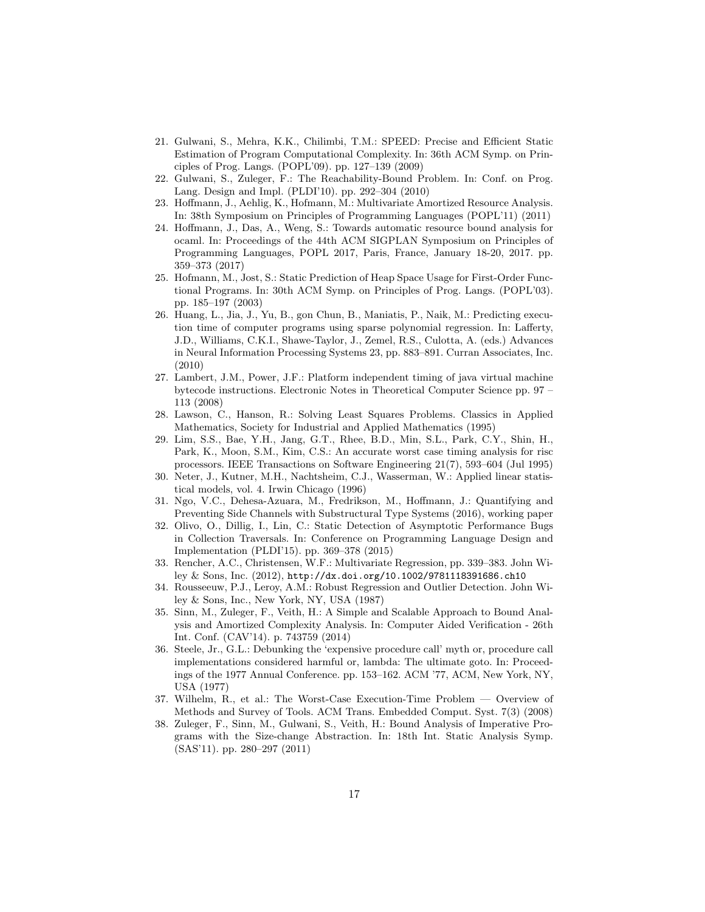21. Gulwani, S., Mehra, K.K., Chilimbi, T.M.: SPEED: Precise and Efficient Static Estimation of Program Computational Complexity. In: 36th ACM Symp. on Principles of Prog. Langs. (POPL'09). pp. 127–139 (2009)
22. Gulwani, S., Zuleger, F.: The Reachability-Bound Problem. In: Conf. on Prog. Lang. Design and Impl. (PLDI'10). pp. 292–304 (2010)
23. Hoffmann, J., Aehlig, K., Hofmann, M.: Multivariate Amortized Resource Analysis. In: 38th Symposium on Principles of Programming Languages (POPL'11) (2011)
24. Hoffmann, J., Das, A., Weng, S.: Towards automatic resource bound analysis for ocaml. In: Proceedings of the 44th ACM SIGPLAN Symposium on Principles of Programming Languages, POPL 2017, Paris, France, January 18-20, 2017. pp. 359–373 (2017)
25. Hofmann, M., Jost, S.: Static Prediction of Heap Space Usage for First-Order Functional Programs. In: 30th ACM Symp. on Principles of Prog. Langs. (POPL'03). pp. 185–197 (2003)
26. Huang, L., Jia, J., Yu, B., gon Chun, B., Maniatis, P., Naik, M.: Predicting execution time of computer programs using sparse polynomial regression. In: Lafferty, J.D., Williams, C.K.I., Shawe-Taylor, J., Zemel, R.S., Culotta, A. (eds.) Advances in Neural Information Processing Systems 23, pp. 883–891. Curran Associates, Inc. (2010)
27. Lambert, J.M., Power, J.F.: Platform independent timing of java virtual machine bytecode instructions. Electronic Notes in Theoretical Computer Science pp. 97 – 113 (2008)
28. Lawson, C., Hanson, R.: Solving Least Squares Problems. Classics in Applied Mathematics, Society for Industrial and Applied Mathematics (1995)
29. Lim, S.S., Bae, Y.H., Jang, G.T., Rhee, B.D., Min, S.L., Park, C.Y., Shin, H., Park, K., Moon, S.M., Kim, C.S.: An accurate worst case timing analysis for risc processors. IEEE Transactions on Software Engineering 21(7), 593–604 (Jul 1995)
30. Neter, J., Kutner, M.H., Nachtsheim, C.J., Wasserman, W.: Applied linear statistical models, vol. 4. Irwin Chicago (1996)
31. Ngo, V.C., Dehesa-Azuara, M., Fredrikson, M., Hoffmann, J.: Quantifying and Preventing Side Channels with Substructural Type Systems (2016), working paper
32. Olivo, O., Dillig, I., Lin, C.: Static Detection of Asymptotic Performance Bugs in Collection Traversals. In: Conference on Programming Language Design and Implementation (PLDI'15). pp. 369–378 (2015)
33. Rencher, A.C., Christensen, W.F.: Multivariate Regression, pp. 339–383. John Wiley & Sons, Inc. (2012), http://dx.doi.org/10.1002/9781118391686.ch10
34. Rousseeuw, P.J., Leroy, A.M.: Robust Regression and Outlier Detection. John Wiley & Sons, Inc., New York, NY, USA (1987)
35. Sinn, M., Zuleger, F., Veith, H.: A Simple and Scalable Approach to Bound Analysis and Amortized Complexity Analysis. In: Computer Aided Verification - 26th Int. Conf. (CAV'14). p. 743759 (2014)
36. Steele, Jr., G.L.: Debunking the 'expensive procedure call' myth or, procedure call implementations considered harmful or, lambda: The ultimate goto. In: Proceedings of the 1977 Annual Conference. pp. 153–162. ACM '77, ACM, New York, NY, USA (1977)
37. Wilhelm, R., et al.: The Worst-Case Execution-Time Problem — Overview of Methods and Survey of Tools. ACM Trans. Embedded Comput. Syst. 7(3) (2008)
38. Zuleger, F., Sinn, M., Gulwani, S., Veith, H.: Bound Analysis of Imperative Programs with the Size-change Abstraction. In: 18th Int. Static Analysis Symp. (SAS'11). pp. 280–297 (2011)